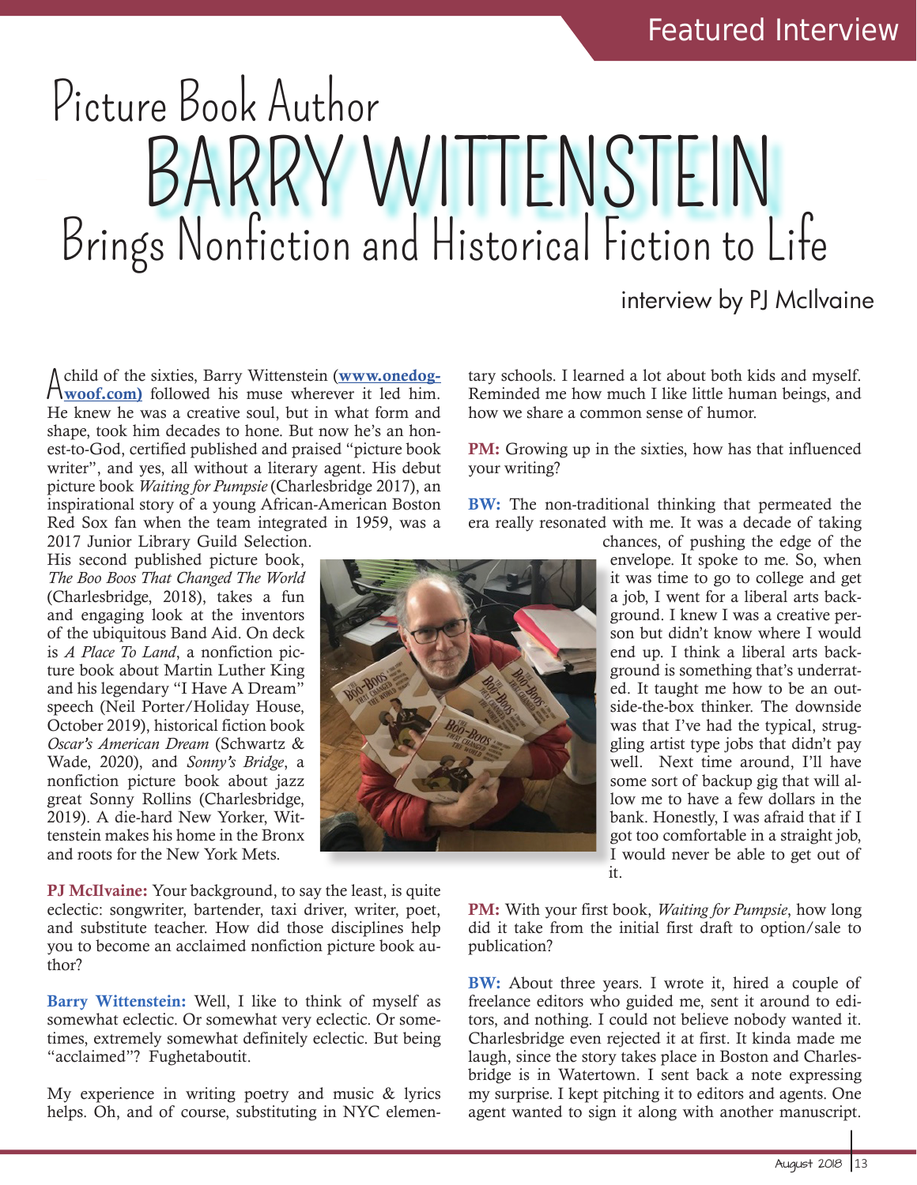# Picture Book Author BARRY WITTENSTEIN Brings Nonfiction and Historical Fiction to Life

interview by PJ McIlvaine

A child of the sixties, Barry Wittenstein (**www.onedog-woof.com)** followed his muse wherever it led him. He knew he was a creative soul, but in what form and shape, took him decades to hone. But now he's an honest-to-God, certified published and praised "picture book writer", and yes, all without a literary agent. His debut picture book *Waiting for Pumpsie* (Charlesbridge 2017), an inspirational story of a young African-American Boston Red Sox fan when the team integrated in 1959, was a 2017 Junior Library Guild Selection. His second published picture book, *The Boo Boos That Changed The World* (Charlesbridge, 2018), takes a fun and engaging look at the inventors of the ubiquitous Band Aid. On deck is *A Place To Land*, a nonfiction picture book about Martin Luther King and his legendary "I Have A Dream" speech (Neil Porter/Holiday House, October 2019), historical fiction book *Oscar's American Dream* (Schwartz & Wade, 2020), and *Sonny's Bridge*, a nonfiction picture book about jazz great Sonny Rollins (Charlesbridge, 2019). A die-hard New Yorker, Wittenstein makes his home in the Bronx and roots for the New York Mets.

**PJ McIlvaine:** Your background, to say the least, is quite eclectic: songwriter, bartender, taxi driver, writer, poet, and substitute teacher. How did those disciplines help you to become an acclaimed nonfiction picture book author?

**Barry Wittenstein:** Well, I like to think of myself as somewhat eclectic. Or somewhat very eclectic. Or sometimes, extremely somewhat definitely eclectic. But being "acclaimed"? Fughetaboutit.

My experience in writing poetry and music & lyrics helps. Oh, and of course, substituting in NYC elementary schools. I learned a lot about both kids and myself. Reminded me how much I like little human beings, and how we share a common sense of humor.

**PM:** Growing up in the sixties, how has that influenced your writing?

**BW:** The non-traditional thinking that permeated the era really resonated with me. It was a decade of taking chances, of pushing the edge of the envelope. It spoke to me. So, when it was time to go to college and get a job, I went for a liberal arts background. I knew I was a creative person but didn't know where I would end up. I think a liberal arts background is something that's underrated. It taught me how to be an outside-the-box thinker. The downside was that I've had the typical, struggling artist type jobs that didn't pay well. Next time around, I'll have some sort of backup gig that will allow me to have a few dollars in the bank. Honestly, I was afraid that if I got too comfortable in a straight job, I would never be able to get out of it.

**PM:** With your first book, *Waiting for Pumpsie*, how long did it take from the initial first draft to option/sale to publication?

**BW:** About three years. I wrote it, hired a couple of freelance editors who guided me, sent it around to editors, and nothing. I could not believe nobody wanted it. Charlesbridge even rejected it at first. It kinda made me laugh, since the story takes place in Boston and Charlesbridge is in Watertown. I sent back a note expressing my surprise. I kept pitching it to editors and agents. One agent wanted to sign it along with another manuscript.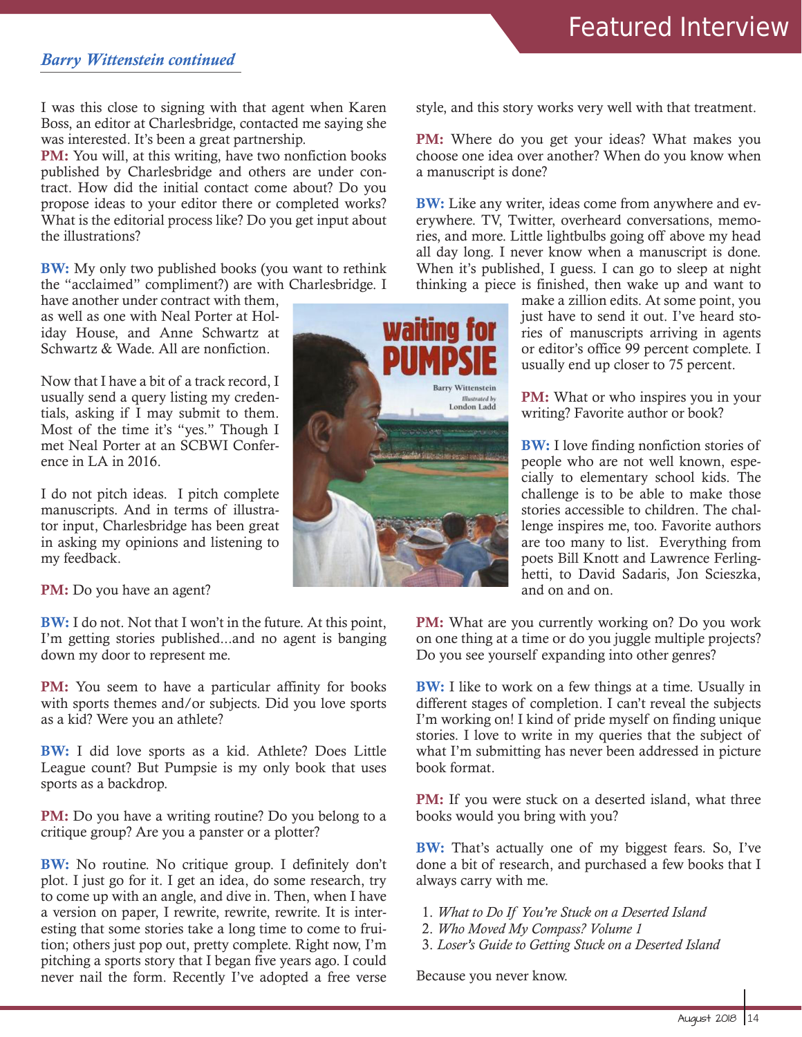*Barry Wittenstein continued*

I was this close to signing with that agent when Karen Boss, an editor at Charlesbridge, contacted me saying she was interested. It's been a great partnership.

**PM:** You will, at this writing, have two nonfiction books published by Charlesbridge and others are under contract. How did the initial contact come about? Do you propose ideas to your editor there or completed works? What is the editorial process like? Do you get input about the illustrations?

**BW:** My only two published books (you want to rethink the "acclaimed" compliment?) are with Charlesbridge. I have another under contract with them, as well as one with Neal Porter at Holiday House, and Anne Schwartz at Schwartz & Wade. All are nonfiction.

Now that I have a bit of a track record, I usually send a query listing my credentials, asking if I may submit to them. Most of the time it's "yes." Though I met Neal Porter at an SCBWI Conference in LA in 2016.

I do not pitch ideas. I pitch complete manuscripts. And in terms of illustrator input, Charlesbridge has been great in asking my opinions and listening to my feedback.

**PM:** Do you have an agent?

**BW:** I do not. Not that I won't in the future. At this point, I'm getting stories published...and no agent is banging down my door to represent me.

**PM:** You seem to have a particular affinity for books with sports themes and/or subjects. Did you love sports as a kid? Were you an athlete?

**BW:** I did love sports as a kid. Athlete? Does Little League count? But Pumpsie is my only book that uses sports as a backdrop.

**PM:** Do you have a writing routine? Do you belong to a critique group? Are you a panster or a plotter?

**BW:** No routine. No critique group. I definitely don't plot. I just go for it. I get an idea, do some research, try to come up with an angle, and dive in. Then, when I have a version on paper, I rewrite, rewrite, rewrite. It is interesting that some stories take a long time to come to fruition; others just pop out, pretty complete. Right now, I'm pitching a sports story that I began five years ago. I could never nail the form. Recently I've adopted a free verse style, and this story works very well with that treatment.

**PM:** Where do you get your ideas? What makes you choose one idea over another? When do you know when a manuscript is done?

**BW:** Like any writer, ideas come from anywhere and everywhere. TV, Twitter, overheard conversations, memories, and more. Little lightbulbs going off above my head all day long. I never know when a manuscript is done. When it's published, I guess. I can go to sleep at night thinking a piece is finished, then wake up and want to make a zillion edits. At some point, you just have to send it out. I've heard stories of manuscripts arriving in agents or editor's office 99 percent complete. I usually end up closer to 75 percent.

**PM:** What or who inspires you in your writing? Favorite author or book?

**BW:** I love finding nonfiction stories of people who are not well known, especially to elementary school kids. The challenge is to be able to make those stories accessible to children. The challenge inspires me, too. Favorite authors are too many to list. Everything from poets Bill Knott and Lawrence Ferlinghetti, to David Sadaris, Jon Scieszka, and on and on.

**PM:** What are you currently working on? Do you work on one thing at a time or do you juggle multiple projects? Do you see yourself expanding into other genres?

**BW:** I like to work on a few things at a time. Usually in different stages of completion. I can't reveal the subjects I'm working on! I kind of pride myself on finding unique stories. I love to write in my queries that the subject of what I'm submitting has never been addressed in picture book format.

**PM:** If you were stuck on a deserted island, what three books would you bring with you?

**BW:** That's actually one of my biggest fears. So, I've done a bit of research, and purchased a few books that I always carry with me.

1. *What to Do If You're Stuck on a Deserted Island*
2. *Who Moved My Compass? Volume 1*
3. *Loser's Guide to Getting Stuck on a Deserted Island*

Because you never know.